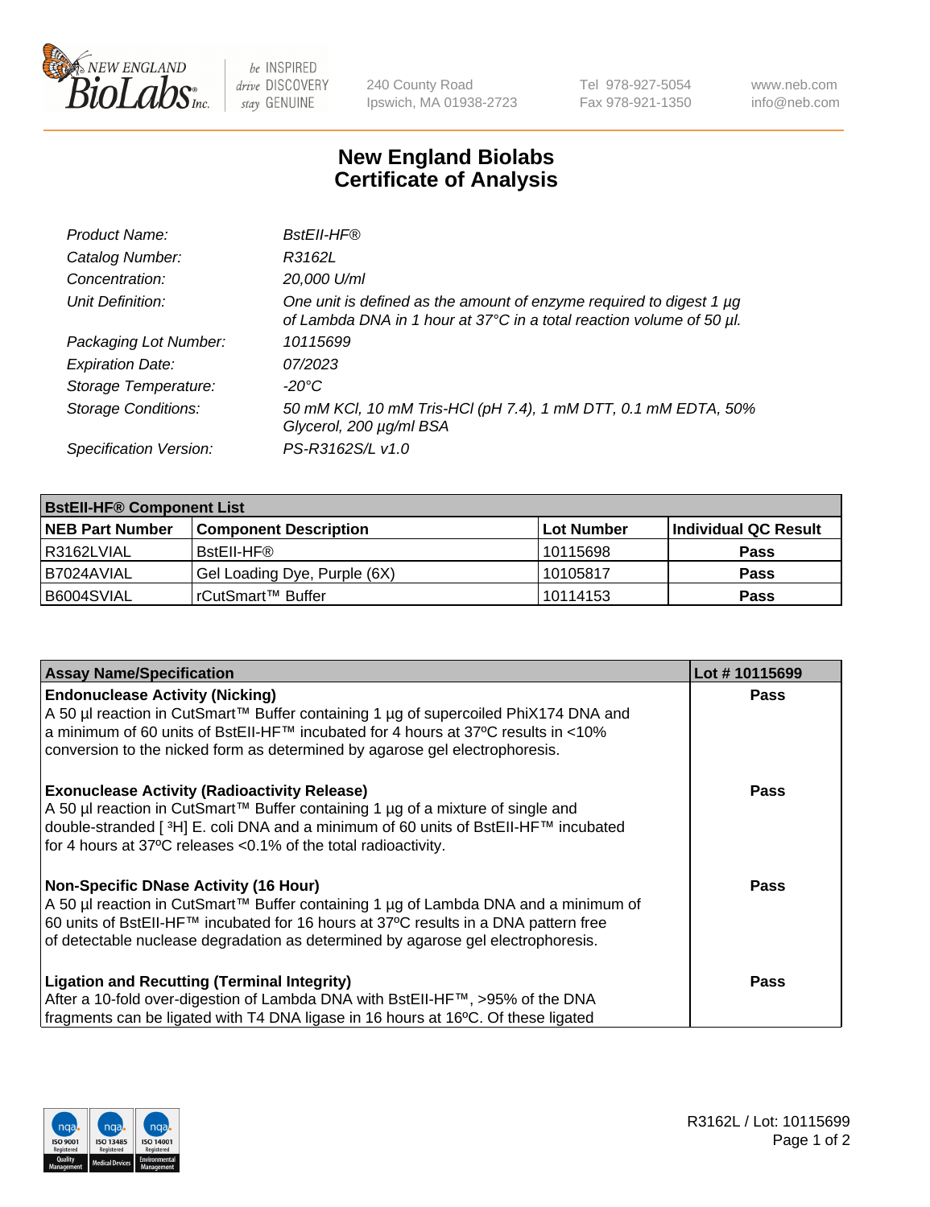240 County Road
Ipswich, MA 01938-2723

Tel 978-927-5054
Fax 978-921-1350

www.neb.com
info@neb.com

# New England Biolabs
# Certificate of Analysis

| | |
|---|---|
| *Product Name:* | *BstEII-HF®* |
| *Catalog Number:* | *R3162L* |
| *Concentration:* | *20,000 U/ml* |
| *Unit Definition:* | *One unit is defined as the amount of enzyme required to digest 1 µg of Lambda DNA in 1 hour at 37°C in a total reaction volume of 50 µl.* |
| *Packaging Lot Number:* | *10115699* |
| *Expiration Date:* | *07/2023* |
| *Storage Temperature:* | *-20°C* |
| *Storage Conditions:* | *50 mM KCl, 10 mM Tris-HCl (pH 7.4), 1 mM DTT, 0.1 mM EDTA, 50% Glycerol, 200 µg/ml BSA* |
| *Specification Version:* | *PS-R3162S/L v1.0* |

| **BstEII-HF® Component List** | | | |
|---|---|---|---|
| **NEB Part Number** | **Component Description** | **Lot Number** | **Individual QC Result** |
| R3162LVIAL | BstEII-HF® | 10115698 | **Pass** |
| B7024AVIAL | Gel Loading Dye, Purple (6X) | 10105817 | **Pass** |
| B6004SVIAL | rCutSmart™ Buffer | 10114153 | **Pass** |

| **Assay Name/Specification** | **Lot # 10115699** |
|---|---|
| **Endonuclease Activity (Nicking)**<br>A 50 µl reaction in CutSmart™ Buffer containing 1 µg of supercoiled PhiX174 DNA and a minimum of 60 units of BstEII-HF™ incubated for 4 hours at 37ºC results in <10% conversion to the nicked form as determined by agarose gel electrophoresis. | **Pass** |
| **Exonuclease Activity (Radioactivity Release)**<br>A 50 µl reaction in CutSmart™ Buffer containing 1 µg of a mixture of single and double-stranded [ $^3$H] E. coli DNA and a minimum of 60 units of BstEII-HF™ incubated for 4 hours at 37ºC releases <0.1% of the total radioactivity. | **Pass** |
| **Non-Specific DNase Activity (16 Hour)**<br>A 50 µl reaction in CutSmart™ Buffer containing 1 µg of Lambda DNA and a minimum of 60 units of BstEII-HF™ incubated for 16 hours at 37ºC results in a DNA pattern free of detectable nuclease degradation as determined by agarose gel electrophoresis. | **Pass** |
| **Ligation and Recutting (Terminal Integrity)**<br>After a 10-fold over-digestion of Lambda DNA with BstEII-HF™, >95% of the DNA fragments can be ligated with T4 DNA ligase in 16 hours at 16ºC. Of these ligated | **Pass** |

R3162L / Lot: 10115699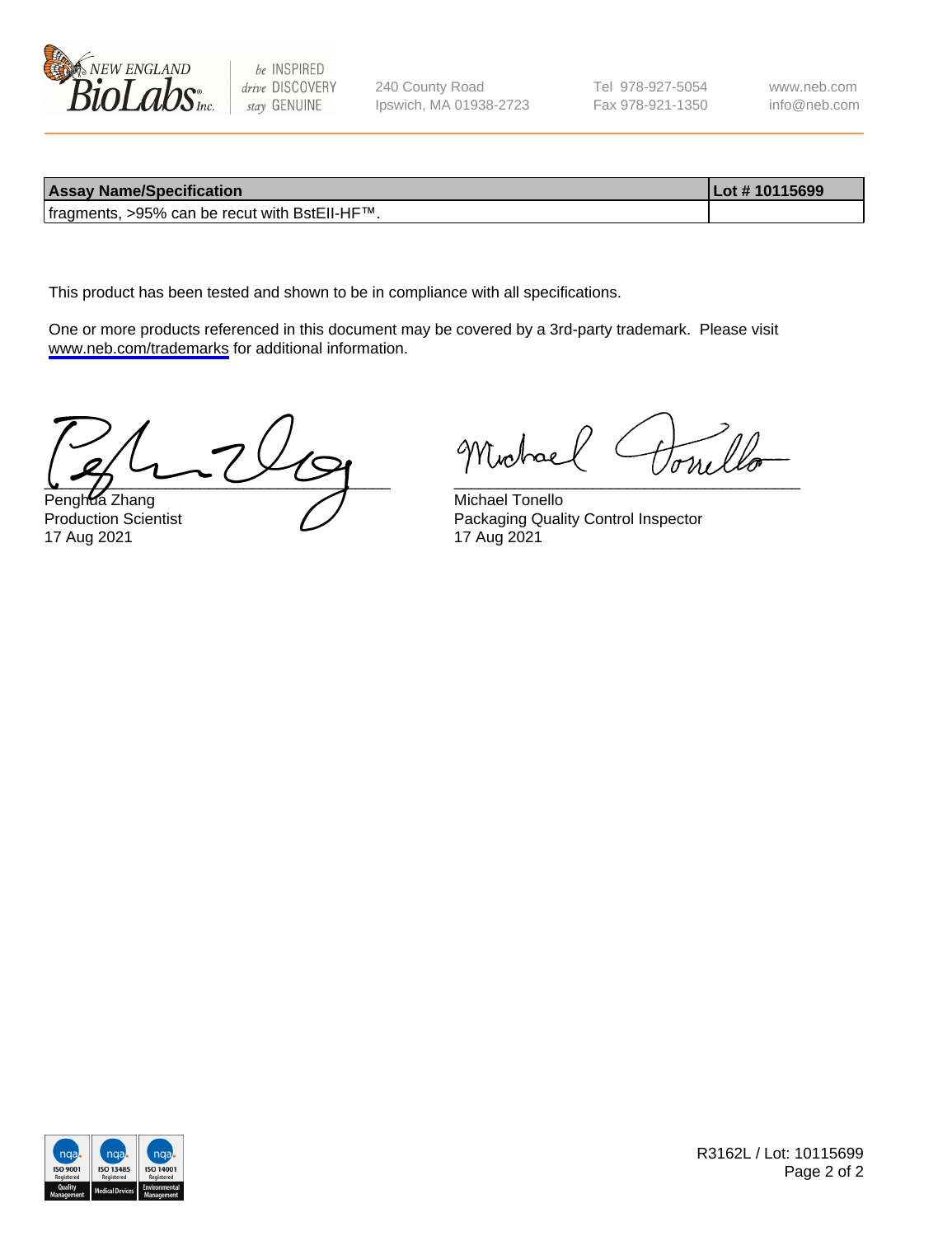| Assay Name/Specification | Lot # 10115699 |
| --- | --- |
| fragments, >95% can be recut with BstEII-HF™. | |

This product has been tested and shown to be in compliance with all specifications.

One or more products referenced in this document may be covered by a 3rd-party trademark. Please visit www.neb.com/trademarks for additional information.

Penghua Zhang
Production Scientist
17 Aug 2021

Michael Tonello
Packaging Quality Control Inspector
17 Aug 2021

R3162L / Lot: 10115699